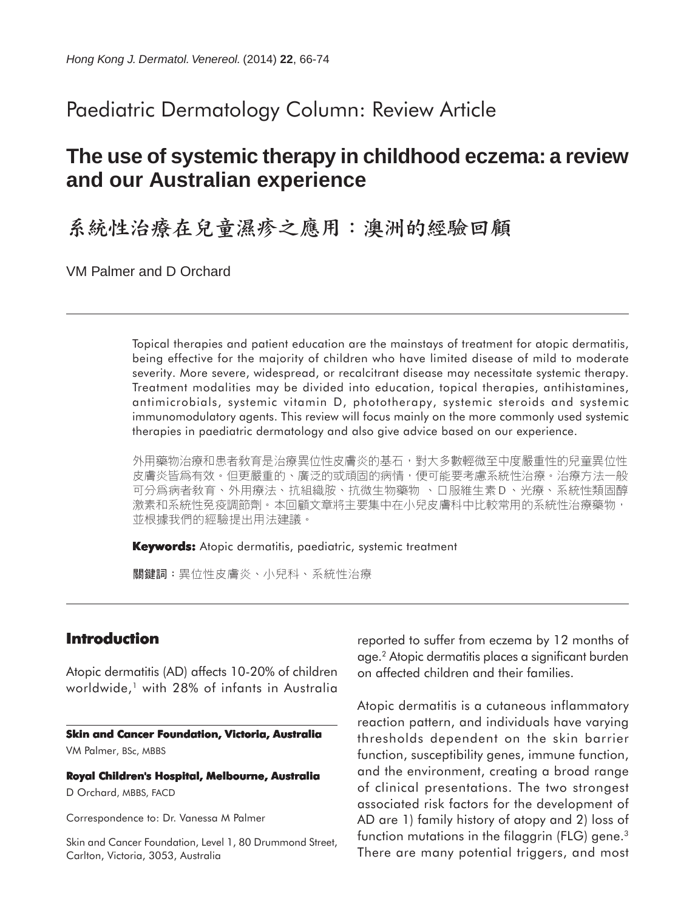Paediatric Dermatology Column: Review Article

# The use of systemic therapy in childhood eczema: a review and our Australian experience

# 系統性治療在兒童濕疹之應用：澳洲的經驗回顧

VM Palmer and D Orchard

Topical therapies and patient education are the mainstays of treatment for atopic dermatitis, being effective for the majority of children who have limited disease of mild to moderate severity. More severe, widespread, or recalcitrant disease may necessitate systemic therapy. Treatment modalities may be divided into education, topical therapies, antihistamines, antimicrobials, systemic vitamin D, phototherapy, systemic steroids and systemic immunomodulatory agents. This review will focus mainly on the more commonly used systemic therapies in paediatric dermatology and also give advice based on our experience.

外用藥物治療和患者教育是治療異位性皮膚炎的基石，對大多數輕微至中度嚴重性的兒童異位性皮膚炎皆爲有效。但更嚴重的、廣泛的或頑固的病情，便可能要考慮系統性治療。治療方法一般可分爲病者教育、外用療法、抗組織胺、抗微生物藥物 、口服維生素D、光療、系統性類固醇激素和系統性免疫調節劑。本回顧文章將主要集中在小兒皮膚科中比較常用的系統性治療藥物，並根據我們的經驗提出用法建議。

**Keywords:** Atopic dermatitis, paediatric, systemic treatment

**關鍵詞**：異位性皮膚炎、小兒科、系統性治療

## Introduction

Atopic dermatitis (AD) affects 10-20% of children worldwide,[1] with 28% of infants in Australia reported to suffer from eczema by 12 months of age.[2] Atopic dermatitis places a significant burden on affected children and their families.

Atopic dermatitis is a cutaneous inflammatory reaction pattern, and individuals have varying thresholds dependent on the skin barrier function, susceptibility genes, immune function, and the environment, creating a broad range of clinical presentations. The two strongest associated risk factors for the development of AD are 1) family history of atopy and 2) loss of function mutations in the filaggrin (FLG) gene.[3] There are many potential triggers, and most

**Skin and Cancer Foundation, Victoria, Australia**
VM Palmer, BSc, MBBS

**Royal Children's Hospital, Melbourne, Australia**
D Orchard, MBBS, FACD

Correspondence to: Dr. Vanessa M Palmer

Skin and Cancer Foundation, Level 1, 80 Drummond Street, Carlton, Victoria, 3053, Australia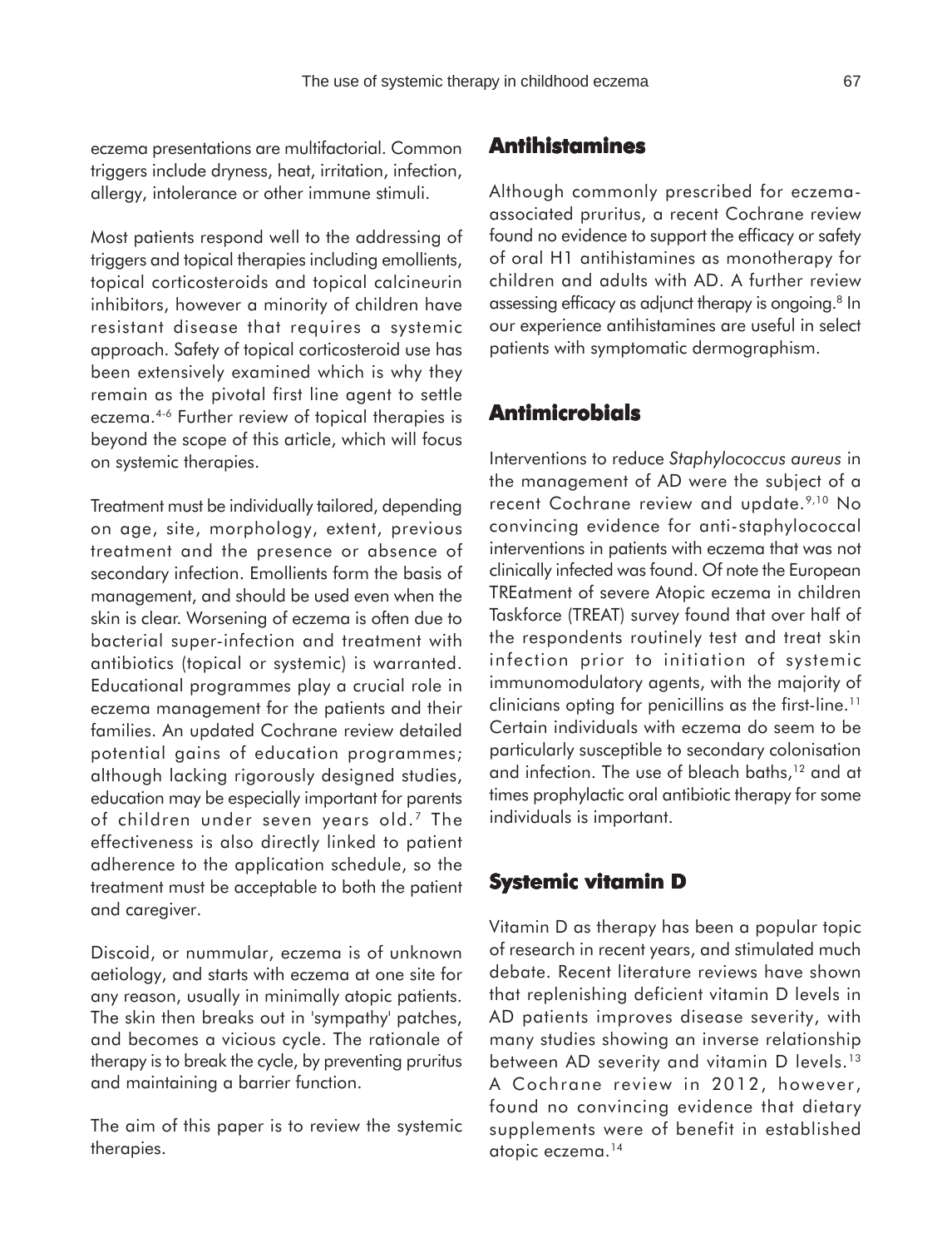eczema presentations are multifactorial. Common triggers include dryness, heat, irritation, infection, allergy, intolerance or other immune stimuli.

Most patients respond well to the addressing of triggers and topical therapies including emollients, topical corticosteroids and topical calcineurin inhibitors, however a minority of children have resistant disease that requires a systemic approach. Safety of topical corticosteroid use has been extensively examined which is why they remain as the pivotal first line agent to settle eczema.[4-6] Further review of topical therapies is beyond the scope of this article, which will focus on systemic therapies.

Treatment must be individually tailored, depending on age, site, morphology, extent, previous treatment and the presence or absence of secondary infection. Emollients form the basis of management, and should be used even when the skin is clear. Worsening of eczema is often due to bacterial super-infection and treatment with antibiotics (topical or systemic) is warranted. Educational programmes play a crucial role in eczema management for the patients and their families. An updated Cochrane review detailed potential gains of education programmes; although lacking rigorously designed studies, education may be especially important for parents of children under seven years old.[7] The effectiveness is also directly linked to patient adherence to the application schedule, so the treatment must be acceptable to both the patient and caregiver.

Discoid, or nummular, eczema is of unknown aetiology, and starts with eczema at one site for any reason, usually in minimally atopic patients. The skin then breaks out in 'sympathy' patches, and becomes a vicious cycle. The rationale of therapy is to break the cycle, by preventing pruritus and maintaining a barrier function.

The aim of this paper is to review the systemic therapies.

## Antihistamines

Although commonly prescribed for eczema-associated pruritus, a recent Cochrane review found no evidence to support the efficacy or safety of oral H1 antihistamines as monotherapy for children and adults with AD. A further review assessing efficacy as adjunct therapy is ongoing.[8] In our experience antihistamines are useful in select patients with symptomatic dermographism.

## Antimicrobials

Interventions to reduce *Staphylococcus aureus* in the management of AD were the subject of a recent Cochrane review and update.[9,10] No convincing evidence for anti-staphylococcal interventions in patients with eczema that was not clinically infected was found. Of note the European TREatment of severe Atopic eczema in children Taskforce (TREAT) survey found that over half of the respondents routinely test and treat skin infection prior to initiation of systemic immunomodulatory agents, with the majority of clinicians opting for penicillins as the first-line.[11] Certain individuals with eczema do seem to be particularly susceptible to secondary colonisation and infection. The use of bleach baths,[12] and at times prophylactic oral antibiotic therapy for some individuals is important.

## Systemic vitamin D

Vitamin D as therapy has been a popular topic of research in recent years, and stimulated much debate. Recent literature reviews have shown that replenishing deficient vitamin D levels in AD patients improves disease severity, with many studies showing an inverse relationship between AD severity and vitamin D levels.[13] A Cochrane review in 2012, however, found no convincing evidence that dietary supplements were of benefit in established atopic eczema.[14]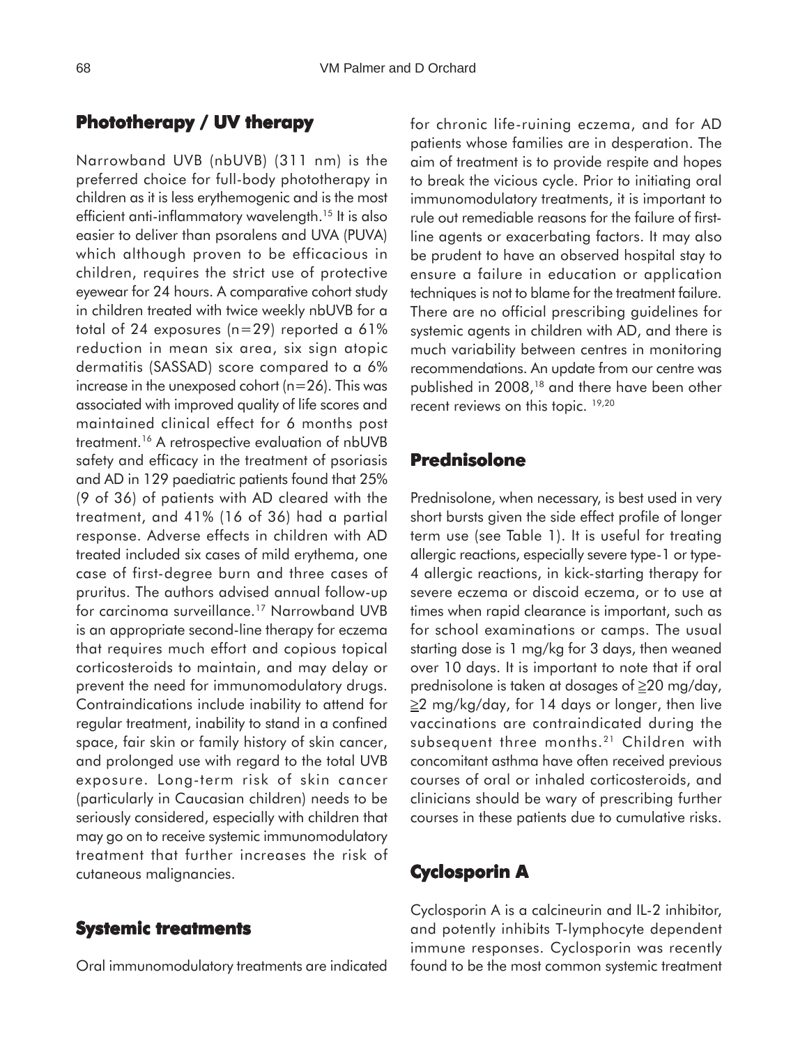## Phototherapy / UV therapy

Narrowband UVB (nbUVB) (311 nm) is the preferred choice for full-body phototherapy in children as it is less erythemogenic and is the most efficient anti-inflammatory wavelength.[15] It is also easier to deliver than psoralens and UVA (PUVA) which although proven to be efficacious in children, requires the strict use of protective eyewear for 24 hours. A comparative cohort study in children treated with twice weekly nbUVB for a total of 24 exposures (n=29) reported a 61% reduction in mean six area, six sign atopic dermatitis (SASSAD) score compared to a 6% increase in the unexposed cohort (n=26). This was associated with improved quality of life scores and maintained clinical effect for 6 months post treatment.[16] A retrospective evaluation of nbUVB safety and efficacy in the treatment of psoriasis and AD in 129 paediatric patients found that 25% (9 of 36) of patients with AD cleared with the treatment, and 41% (16 of 36) had a partial response. Adverse effects in children with AD treated included six cases of mild erythema, one case of first-degree burn and three cases of pruritus. The authors advised annual follow-up for carcinoma surveillance.[17] Narrowband UVB is an appropriate second-line therapy for eczema that requires much effort and copious topical corticosteroids to maintain, and may delay or prevent the need for immunomodulatory drugs. Contraindications include inability to attend for regular treatment, inability to stand in a confined space, fair skin or family history of skin cancer, and prolonged use with regard to the total UVB exposure. Long-term risk of skin cancer (particularly in Caucasian children) needs to be seriously considered, especially with children that may go on to receive systemic immunomodulatory treatment that further increases the risk of cutaneous malignancies.

## Systemic treatments

Oral immunomodulatory treatments are indicated for chronic life-ruining eczema, and for AD patients whose families are in desperation. The aim of treatment is to provide respite and hopes to break the vicious cycle. Prior to initiating oral immunomodulatory treatments, it is important to rule out remediable reasons for the failure of first-line agents or exacerbating factors. It may also be prudent to have an observed hospital stay to ensure a failure in education or application techniques is not to blame for the treatment failure. There are no official prescribing guidelines for systemic agents in children with AD, and there is much variability between centres in monitoring recommendations. An update from our centre was published in 2008,[18] and there have been other recent reviews on this topic.[19,20]

## Prednisolone

Prednisolone, when necessary, is best used in very short bursts given the side effect profile of longer term use (see Table 1). It is useful for treating allergic reactions, especially severe type-1 or type-4 allergic reactions, in kick-starting therapy for severe eczema or discoid eczema, or to use at times when rapid clearance is important, such as for school examinations or camps. The usual starting dose is 1 mg/kg for 3 days, then weaned over 10 days. It is important to note that if oral prednisolone is taken at dosages of ≥20 mg/day, ≥2 mg/kg/day, for 14 days or longer, then live vaccinations are contraindicated during the subsequent three months.[21] Children with concomitant asthma have often received previous courses of oral or inhaled corticosteroids, and clinicians should be wary of prescribing further courses in these patients due to cumulative risks.

## Cyclosporin A

Cyclosporin A is a calcineurin and IL-2 inhibitor, and potently inhibits T-lymphocyte dependent immune responses. Cyclosporin was recently found to be the most common systemic treatment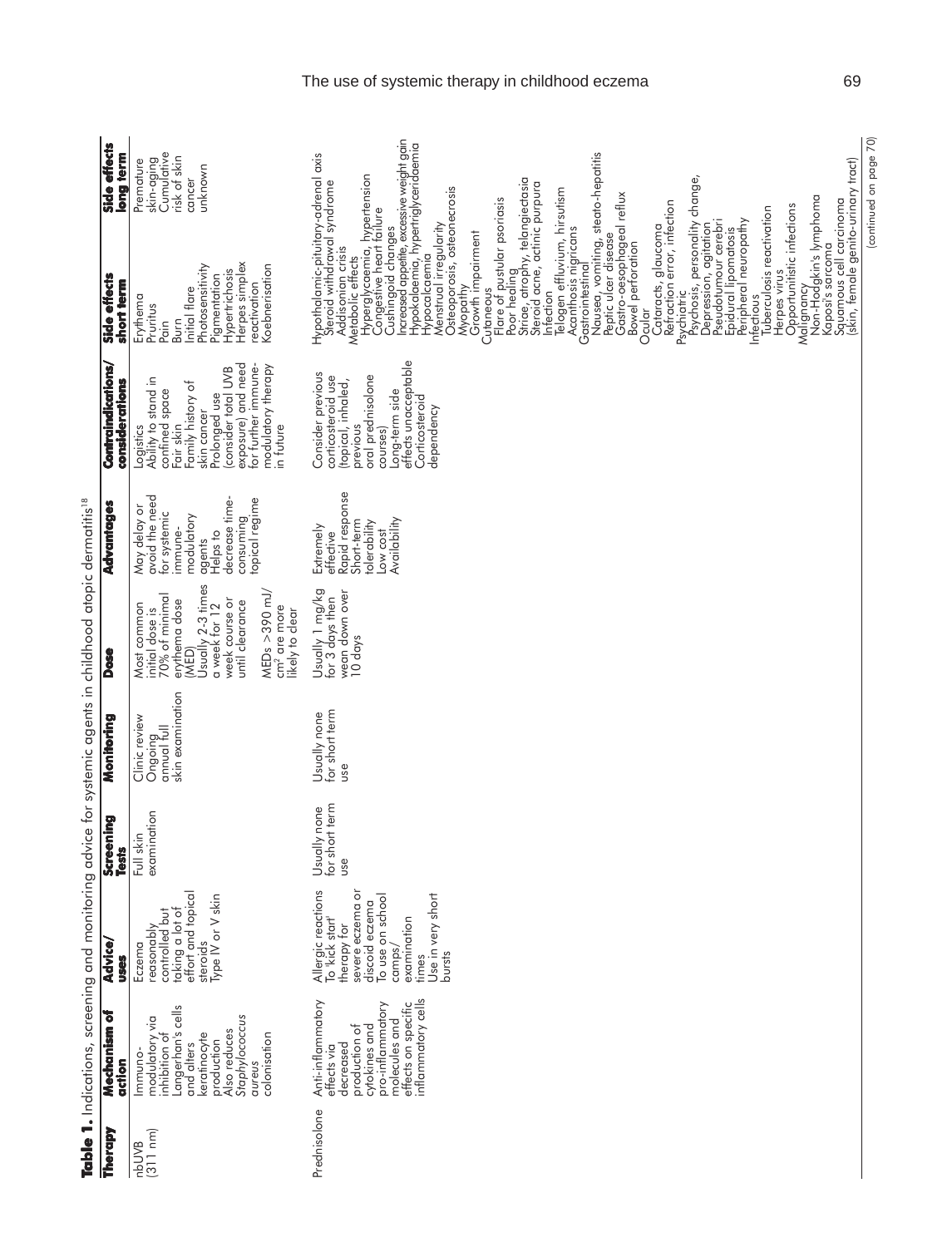**Table 1.** Indications, screening and monitoring advice for systemic agents in childhood atopic dermatitis[18]

| Therapy | Mechanism of action | Advice/uses | Screening Tests | Monitoring | Dose | Advantages | Contraindications/considerations | Side effects short term | Side effects long term |
|---|---|---|---|---|---|---|---|---|---|
| nbUVB (311 nm) | Immuno-modulatory via inhibition of Langerhan's cells and alters keratinocyte production<br>Also reduces *Staphylococcus aureus* colonisation | Eczema reasonably controlled but taking a lot of effort and topical steroids<br>Type IV or V skin | Full skin examination | Clinic review<br>Ongoing annual full skin examination | Most common initial dose is 70% of minimal erythema dose (MED)<br>Usually 2-3 times a week for 12 week course or until clearance<br>MEDs >390 mJ/cm² are more likely to clear | May delay or avoid the need for systemic immune-modulatory agents<br>Helps to decrease time-consuming topical regime | Logistics<br>Ability to stand in confined space<br>Fair skin<br>Family history of skin cancer<br>Prolonged use (consider total UVB exposure) and need for further immune-modulatory therapy in future | Erythema<br>Pruritus<br>Pain<br>Burn<br>Initial flare<br>Photosensitivity<br>Pigmentation<br>Hypertrichosis<br>Herpes simplex reactivation<br>Koebnerisation | Premature skin-aging<br>Cumulative risk of skin cancer unknown |
| Prednisolone | Anti-inflammatory effects via decreased production of cytokines and pro-inflammatory molecules and effects on specific inflammatory cells | Allergic reactions<br>To 'kick start' therapy for severe eczema or discoid eczema<br>To use on school camps/examination times<br>Use in very short bursts | Usually none for short term use | Usually none for short term use | Usually 1 mg/kg for 3 days then wean down over 10 days | Extremely effective<br>Rapid response<br>Short-term tolerability<br>Low cost<br>Availability | Consider previous corticosteroid use (topical, inhaled, previous oral prednisolone courses)<br>Long-term side effects unacceptable<br>Corticosteroid dependency | Hypothalamic-pituitary-adrenal axis<br>Steroid withdrawal syndrome<br>Addisonian crisis<br>Metabolic effects<br>Hyperglycaemia, hypertension<br>Congestive heart failure<br>Cushingoid changes<br>Increased appetite, excessive weight gain<br>Hypokalaemia, hypertriglyceridaemia<br>Hypocalcaemia<br>Menstrual irregularity<br>Osteoporosis, osteonecrosis<br>Myopathy<br>Growth impairment<br>Cutaneous<br>Flare of pustular psoriasis<br>Poor healing<br>Striae, atrophy, telangiectasia<br>Steroid acne, actinic purpura<br>Infection<br>Telogen effluvium, hirsutism<br>Acanthosis nigricans<br>Gastrointestinal<br>Nausea, vomiting, steato-hepatitis<br>Peptic ulcer disease<br>Gastro-oesophageal reflux<br>Bowel perforation<br>Ocular<br>Cataracts, glaucoma<br>Refraction error, infection<br>Psychiatric<br>Psychosis, personality change,<br>Depression, agitation<br>Pseudotumour cerebri<br>Epidural lipomatosis<br>Peripheral neuropathy<br>Infectious<br>Tuberculosis reactivation<br>Herpes virus<br>Opportunistic infections<br>Malignancy<br>Non-Hodgkin's lymphoma<br>Kaposi's sarcoma<br>Squamous cell carcinoma (skin, female genito-urinary tract) | |

(continued on page 70)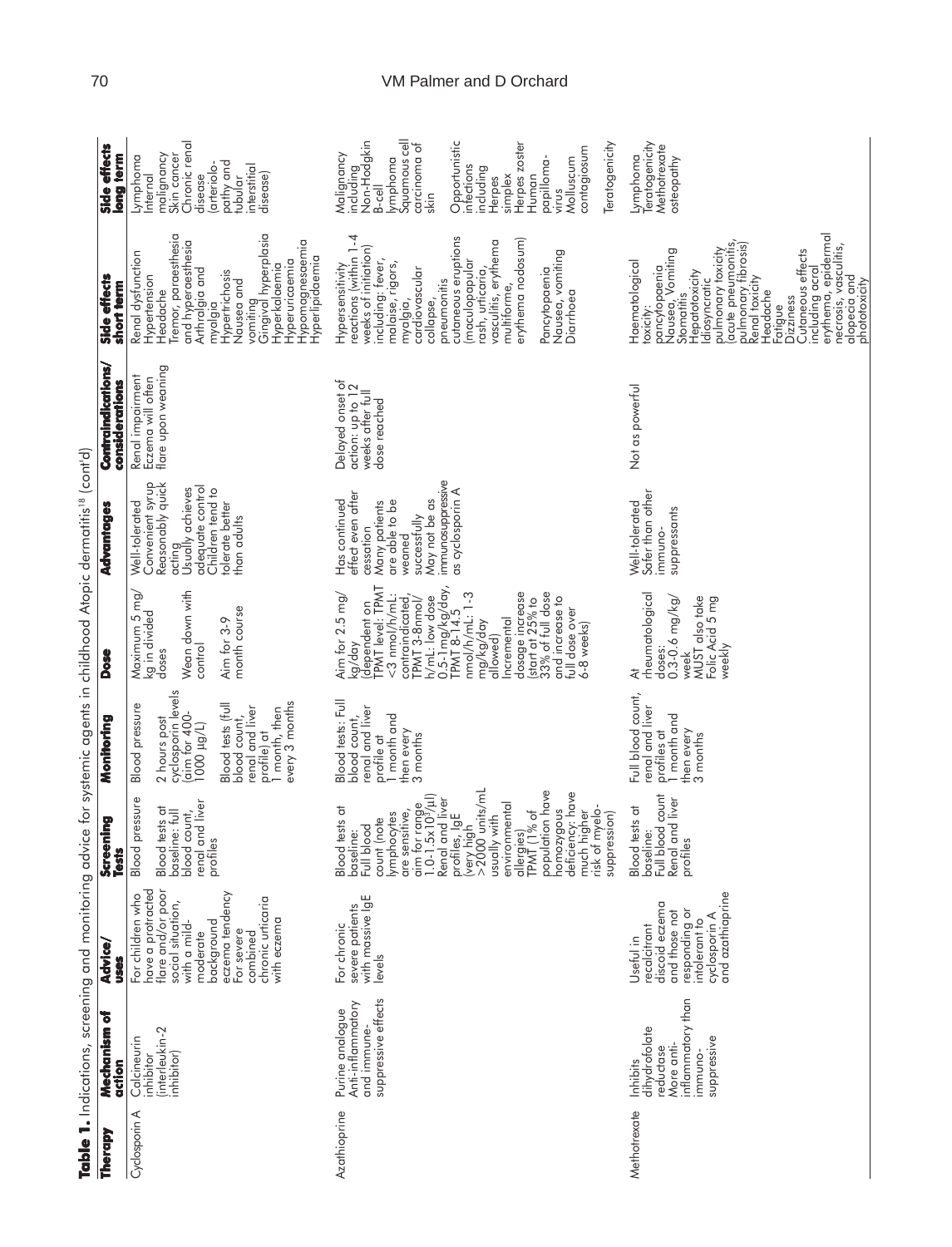**Table 1.** Indications, screening and monitoring advice for systemic agents in childhood Atopic dermatitis[18] (cont'd)

| Therapy | Mechanism of action | Advice/ uses | Screening Tests | Monitoring | Dose | Advantages | Contraindications/ considerations | Side effects short term | Side effects long term |
|---|---|---|---|---|---|---|---|---|---|
| Cyclosporin A | Calcineurin inhibitor (interleukin-2 inhibitor) | For children who have a protracted flare and/or poor social situation, with a mild-moderate background eczema tendency<br>For severe combined chronic urticaria with eczema | Blood pressure<br>Blood tests at baseline: full blood count, renal and liver profiles | Blood pressure<br>2 hours post cyclosporin levels (aim for 400-1000 μg/L)<br>Blood tests (full blood count, renal and liver profile) at 1 month, then every 3 months | Maximum 5 mg/kg in divided doses<br>Wean down with control<br>Aim for 3-9 month course | Well-tolerated<br>Convenient syrup<br>Reasonably quick acting<br>Usually achieves adequate control<br>Children tend to tolerate better than adults | Renal impairment<br>Eczema will often flare upon weaning | Renal dysfunction<br>Hypertension<br>Headache<br>Tremor, paraesthesia and hyperaesthesia<br>Arthralgia and myalgia<br>Hypertrichosis<br>Nausea and vomiting<br>Gingival hyperplasia<br>Hyperkalaemia<br>Hyperuricaemia<br>Hypomagnesaemia<br>Hyperlipidaemia | Lymphoma<br>Internal malignancy<br>Skin cancer<br>Chronic renal disease (arteriolo-pathy and tubular interstitial disease) |
| Azathioprine | Purine analogue<br>Anti-inflammatory and immune-suppressive effects | For chronic severe patients with massive IgE levels | Blood tests at baseline:<br>Full blood count (note lymphocytes are sensitive, aim for range $1.0\text{-}1.5 \times 10^9/\mu l$)<br>Renal and liver profiles, IgE (very high >2000 units/mL usually with environmental allergies)<br>TPMT (1% of population have homozygous deficiency: have much higher risk of myelo-suppression) | Blood tests: Full blood count, renal and liver profile at 1 month and then every 3 months | Aim for 2.5 mg/kg/day (dependent on TPMT level: TPMT <3 nmol/h/mL: contraindicated, TPMT 3-8nmol/h/mL: low dose 0.5-1 mg/kg/day, TPMT 8-14.5 nmol/h/mL: 1-3 mg/kg/day allowed)<br>Incremental dosage increase (start at 25% to 33% of full dose and increase to full dose over 6-8 weeks) | Has continued effect even after cessation<br>Many patients are able to be weaned successfully<br>May not be as immunosuppressive as cyclosporin A | Delayed onset of action: up to 12 weeks after full dose reached | Hypersensitivity reactions (within 1-4 weeks of initiation) including: fever, malaise, rigors, myalgia, cardiovascular collapse, pneumonitis cutaneous eruptions (maculopapular rash, urticaria, vasculitis, erythema multiforme, erythema nodosum)<br>Pancytopaenia<br>Nausea, vomiting<br>Diarrhoea | Malignancy including Non-Hodgkin B-cell lymphoma<br>Squamous cell carcinoma of skin<br>Opportunistic infections including Herpes simplex<br>Herpes zoster<br>Human papilloma-virus<br>Molluscum contagiosum<br>Teratogenicity |
| Methotrexate | Inhibits dihydrofolate reductase<br>More anti-inflammatory than immuno-suppressive | Useful in recalcitrant discoid eczema and those not responding or intolerant to cyclosporin A and azathioprine | Blood tests at baseline:<br>Full blood count<br>Renal and liver profiles | Full blood count, renal and liver profiles at 1 month and then every 3 months | At rheumatological doses: 0.3-0.6 mg/kg/week<br>MUST also take Folic Acid 5 mg weekly | Well-tolerated<br>Safer than other immuno-suppressants | Not as powerful | Haematological toxicity: pancytopaenia<br>Nausea, Vomiting<br>Stomatitis<br>Hepatotoxicity<br>Idiosyncratic pulmonary toxicity (acute pneumonitis, pulmonary fibrosis)<br>Renal toxicity<br>Headache<br>Fatigue<br>Dizziness<br>Cutaneous effects including acral erythema, epidermal necrosis, vasculitis, alopecia and photoloxicity | Lymphoma<br>Teratogenicity<br>Methotrexate osteopathy |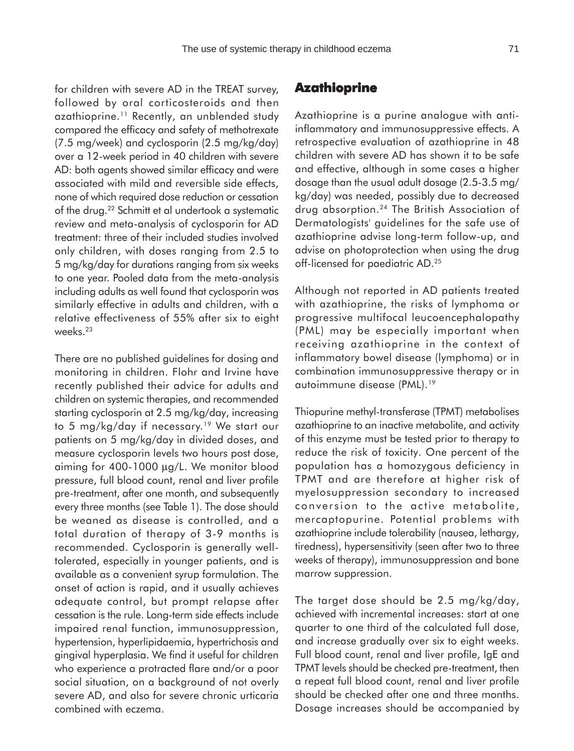for children with severe AD in the TREAT survey, followed by oral corticosteroids and then azathioprine.[11] Recently, an unblended study compared the efficacy and safety of methotrexate (7.5 mg/week) and cyclosporin (2.5 mg/kg/day) over a 12-week period in 40 children with severe AD: both agents showed similar efficacy and were associated with mild and reversible side effects, none of which required dose reduction or cessation of the drug.[22] Schmitt et al undertook a systematic review and meta-analysis of cyclosporin for AD treatment: three of their included studies involved only children, with doses ranging from 2.5 to 5 mg/kg/day for durations ranging from six weeks to one year. Pooled data from the meta-analysis including adults as well found that cyclosporin was similarly effective in adults and children, with a relative effectiveness of 55% after six to eight weeks.[23]

There are no published guidelines for dosing and monitoring in children. Flohr and Irvine have recently published their advice for adults and children on systemic therapies, and recommended starting cyclosporin at 2.5 mg/kg/day, increasing to 5 mg/kg/day if necessary.[19] We start our patients on 5 mg/kg/day in divided doses, and measure cyclosporin levels two hours post dose, aiming for 400-1000 µg/L. We monitor blood pressure, full blood count, renal and liver profile pre-treatment, after one month, and subsequently every three months (see Table 1). The dose should be weaned as disease is controlled, and a total duration of therapy of 3-9 months is recommended. Cyclosporin is generally well-tolerated, especially in younger patients, and is available as a convenient syrup formulation. The onset of action is rapid, and it usually achieves adequate control, but prompt relapse after cessation is the rule. Long-term side effects include impaired renal function, immunosuppression, hypertension, hyperlipidaemia, hypertrichosis and gingival hyperplasia. We find it useful for children who experience a protracted flare and/or a poor social situation, on a background of not overly severe AD, and also for severe chronic urticaria combined with eczema.

## Azathioprine

Azathioprine is a purine analogue with anti-inflammatory and immunosuppressive effects. A retrospective evaluation of azathioprine in 48 children with severe AD has shown it to be safe and effective, although in some cases a higher dosage than the usual adult dosage (2.5-3.5 mg/kg/day) was needed, possibly due to decreased drug absorption.[24] The British Association of Dermatologists' guidelines for the safe use of azathioprine advise long-term follow-up, and advise on photoprotection when using the drug off-licensed for paediatric AD.[25]

Although not reported in AD patients treated with azathioprine, the risks of lymphoma or progressive multifocal leucoencephalopathy (PML) may be especially important when receiving azathioprine in the context of inflammatory bowel disease (lymphoma) or in combination immunosuppressive therapy or in autoimmune disease (PML).[19]

Thiopurine methyl-transferase (TPMT) metabolises azathioprine to an inactive metabolite, and activity of this enzyme must be tested prior to therapy to reduce the risk of toxicity. One percent of the population has a homozygous deficiency in TPMT and are therefore at higher risk of myelosuppression secondary to increased conversion to the active metabolite, mercaptopurine. Potential problems with azathioprine include tolerability (nausea, lethargy, tiredness), hypersensitivity (seen after two to three weeks of therapy), immunosuppression and bone marrow suppression.

The target dose should be 2.5 mg/kg/day, achieved with incremental increases: start at one quarter to one third of the calculated full dose, and increase gradually over six to eight weeks. Full blood count, renal and liver profile, IgE and TPMT levels should be checked pre-treatment, then a repeat full blood count, renal and liver profile should be checked after one and three months. Dosage increases should be accompanied by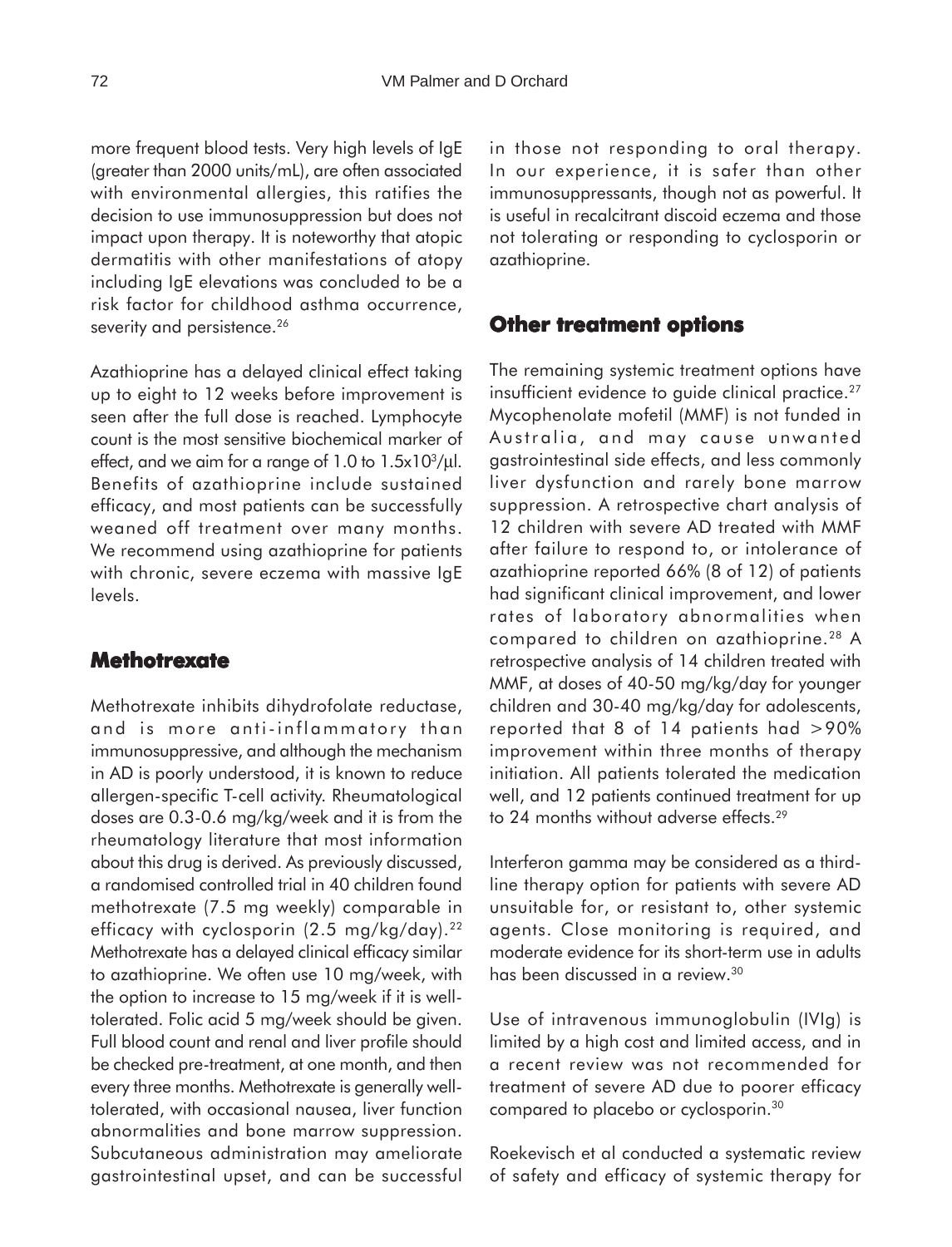more frequent blood tests. Very high levels of IgE (greater than 2000 units/mL), are often associated with environmental allergies, this ratifies the decision to use immunosuppression but does not impact upon therapy. It is noteworthy that atopic dermatitis with other manifestations of atopy including IgE elevations was concluded to be a risk factor for childhood asthma occurrence, severity and persistence.[26]

Azathioprine has a delayed clinical effect taking up to eight to 12 weeks before improvement is seen after the full dose is reached. Lymphocyte count is the most sensitive biochemical marker of effect, and we aim for a range of 1.0 to $1.5 \times 10^3/\mu l$. Benefits of azathioprine include sustained efficacy, and most patients can be successfully weaned off treatment over many months. We recommend using azathioprine for patients with chronic, severe eczema with massive IgE levels.

## Methotrexate

Methotrexate inhibits dihydrofolate reductase, and is more anti-inflammatory than immunosuppressive, and although the mechanism in AD is poorly understood, it is known to reduce allergen-specific T-cell activity. Rheumatological doses are 0.3-0.6 mg/kg/week and it is from the rheumatology literature that most information about this drug is derived. As previously discussed, a randomised controlled trial in 40 children found methotrexate (7.5 mg weekly) comparable in efficacy with cyclosporin (2.5 mg/kg/day).[22] Methotrexate has a delayed clinical efficacy similar to azathioprine. We often use 10 mg/week, with the option to increase to 15 mg/week if it is well-tolerated. Folic acid 5 mg/week should be given. Full blood count and renal and liver profile should be checked pre-treatment, at one month, and then every three months. Methotrexate is generally well-tolerated, with occasional nausea, liver function abnormalities and bone marrow suppression. Subcutaneous administration may ameliorate gastrointestinal upset, and can be successful in those not responding to oral therapy. In our experience, it is safer than other immunosuppressants, though not as powerful. It is useful in recalcitrant discoid eczema and those not tolerating or responding to cyclosporin or azathioprine.

## Other treatment options

The remaining systemic treatment options have insufficient evidence to guide clinical practice.[27] Mycophenolate mofetil (MMF) is not funded in Australia, and may cause unwanted gastrointestinal side effects, and less commonly liver dysfunction and rarely bone marrow suppression. A retrospective chart analysis of 12 children with severe AD treated with MMF after failure to respond to, or intolerance of azathioprine reported 66% (8 of 12) of patients had significant clinical improvement, and lower rates of laboratory abnormalities when compared to children on azathioprine.[28] A retrospective analysis of 14 children treated with MMF, at doses of 40-50 mg/kg/day for younger children and 30-40 mg/kg/day for adolescents, reported that 8 of 14 patients had >90% improvement within three months of therapy initiation. All patients tolerated the medication well, and 12 patients continued treatment for up to 24 months without adverse effects.[29]

Interferon gamma may be considered as a third-line therapy option for patients with severe AD unsuitable for, or resistant to, other systemic agents. Close monitoring is required, and moderate evidence for its short-term use in adults has been discussed in a review.[30]

Use of intravenous immunoglobulin (IVIg) is limited by a high cost and limited access, and in a recent review was not recommended for treatment of severe AD due to poorer efficacy compared to placebo or cyclosporin.[30]

Roekevisch et al conducted a systematic review of safety and efficacy of systemic therapy for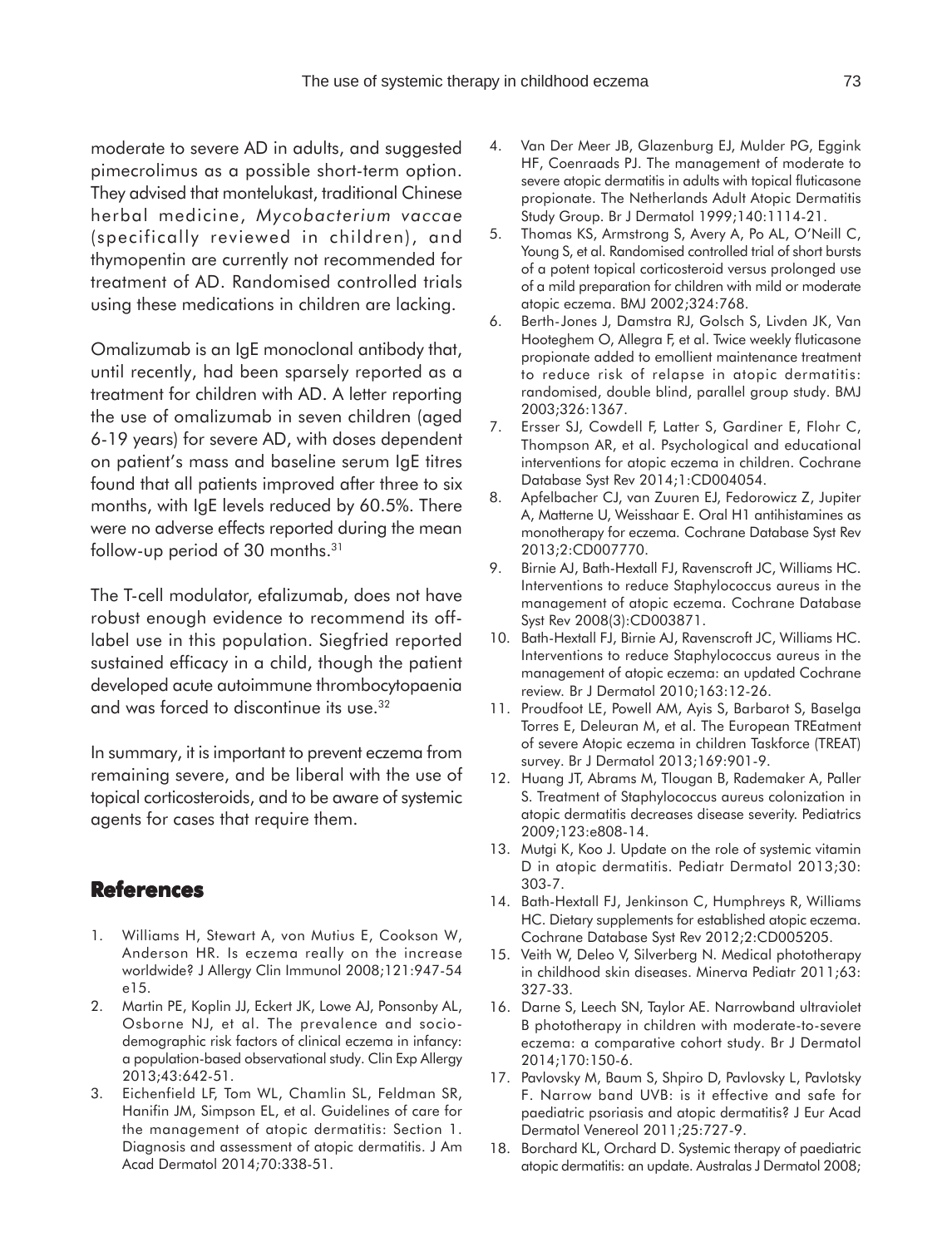moderate to severe AD in adults, and suggested pimecrolimus as a possible short-term option. They advised that montelukast, traditional Chinese herbal medicine, *Mycobacterium vaccae* (specifically reviewed in children), and thymopentin are currently not recommended for treatment of AD. Randomised controlled trials using these medications in children are lacking.

Omalizumab is an IgE monoclonal antibody that, until recently, had been sparsely reported as a treatment for children with AD. A letter reporting the use of omalizumab in seven children (aged 6-19 years) for severe AD, with doses dependent on patient's mass and baseline serum IgE titres found that all patients improved after three to six months, with IgE levels reduced by 60.5%. There were no adverse effects reported during the mean follow-up period of 30 months.[31]

The T-cell modulator, efalizumab, does not have robust enough evidence to recommend its off-label use in this population. Siegfried reported sustained efficacy in a child, though the patient developed acute autoimmune thrombocytopaenia and was forced to discontinue its use.[32]

In summary, it is important to prevent eczema from remaining severe, and be liberal with the use of topical corticosteroids, and to be aware of systemic agents for cases that require them.

## References

1. Williams H, Stewart A, von Mutius E, Cookson W, Anderson HR. Is eczema really on the increase worldwide? J Allergy Clin Immunol 2008;121:947-54 e15.
2. Martin PE, Koplin JJ, Eckert JK, Lowe AJ, Ponsonby AL, Osborne NJ, et al. The prevalence and socio-demographic risk factors of clinical eczema in infancy: a population-based observational study. Clin Exp Allergy 2013;43:642-51.
3. Eichenfield LF, Tom WL, Chamlin SL, Feldman SR, Hanifin JM, Simpson EL, et al. Guidelines of care for the management of atopic dermatitis: Section 1. Diagnosis and assessment of atopic dermatitis. J Am Acad Dermatol 2014;70:338-51.
4. Van Der Meer JB, Glazenburg EJ, Mulder PG, Eggink HF, Coenraads PJ. The management of moderate to severe atopic dermatitis in adults with topical fluticasone propionate. The Netherlands Adult Atopic Dermatitis Study Group. Br J Dermatol 1999;140:1114-21.
5. Thomas KS, Armstrong S, Avery A, Po AL, O'Neill C, Young S, et al. Randomised controlled trial of short bursts of a potent topical corticosteroid versus prolonged use of a mild preparation for children with mild or moderate atopic eczema. BMJ 2002;324:768.
6. Berth-Jones J, Damstra RJ, Golsch S, Livden JK, Van Hooteghem O, Allegra F, et al. Twice weekly fluticasone propionate added to emollient maintenance treatment to reduce risk of relapse in atopic dermatitis: randomised, double blind, parallel group study. BMJ 2003;326:1367.
7. Ersser SJ, Cowdell F, Latter S, Gardiner E, Flohr C, Thompson AR, et al. Psychological and educational interventions for atopic eczema in children. Cochrane Database Syst Rev 2014;1:CD004054.
8. Apfelbacher CJ, van Zuuren EJ, Fedorowicz Z, Jupiter A, Matterne U, Weisshaar E. Oral H1 antihistamines as monotherapy for eczema. Cochrane Database Syst Rev 2013;2:CD007770.
9. Birnie AJ, Bath-Hextall FJ, Ravenscroft JC, Williams HC. Interventions to reduce Staphylococcus aureus in the management of atopic eczema. Cochrane Database Syst Rev 2008(3):CD003871.
10. Bath-Hextall FJ, Birnie AJ, Ravenscroft JC, Williams HC. Interventions to reduce Staphylococcus aureus in the management of atopic eczema: an updated Cochrane review. Br J Dermatol 2010;163:12-26.
11. Proudfoot LE, Powell AM, Ayis S, Barbarot S, Baselga Torres E, Deleuran M, et al. The European TREatment of severe Atopic eczema in children Taskforce (TREAT) survey. Br J Dermatol 2013;169:901-9.
12. Huang JT, Abrams M, Tlougan B, Rademaker A, Paller S. Treatment of Staphylococcus aureus colonization in atopic dermatitis decreases disease severity. Pediatrics 2009;123:e808-14.
13. Mutgi K, Koo J. Update on the role of systemic vitamin D in atopic dermatitis. Pediatr Dermatol 2013;30: 303-7.
14. Bath-Hextall FJ, Jenkinson C, Humphreys R, Williams HC. Dietary supplements for established atopic eczema. Cochrane Database Syst Rev 2012;2:CD005205.
15. Veith W, Deleo V, Silverberg N. Medical phototherapy in childhood skin diseases. Minerva Pediatr 2011;63: 327-33.
16. Darne S, Leech SN, Taylor AE. Narrowband ultraviolet B phototherapy in children with moderate-to-severe eczema: a comparative cohort study. Br J Dermatol 2014;170:150-6.
17. Pavlovsky M, Baum S, Shpiro D, Pavlovsky L, Pavlotsky F. Narrow band UVB: is it effective and safe for paediatric psoriasis and atopic dermatitis? J Eur Acad Dermatol Venereol 2011;25:727-9.
18. Borchard KL, Orchard D. Systemic therapy of paediatric atopic dermatitis: an update. Australas J Dermatol 2008;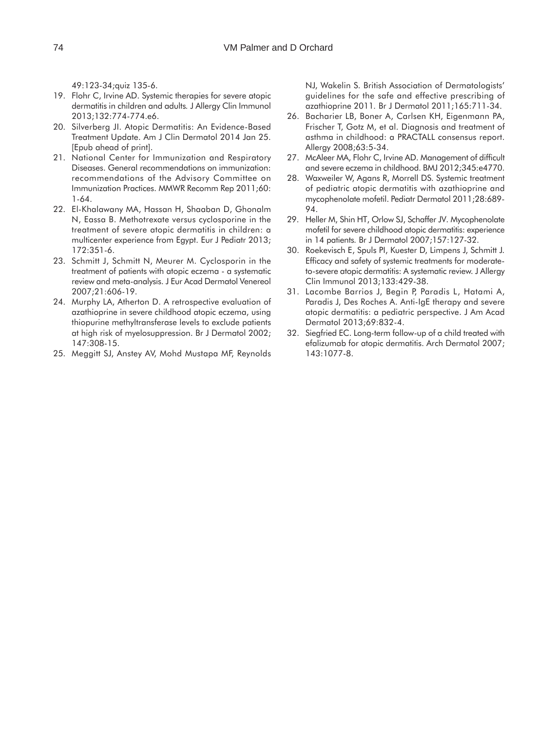49:123-34;quiz 135-6.

19. Flohr C, Irvine AD. Systemic therapies for severe atopic dermatitis in children and adults. J Allergy Clin Immunol 2013;132:774-774.e6.
20. Silverberg JI. Atopic Dermatitis: An Evidence-Based Treatment Update. Am J Clin Dermatol 2014 Jan 25. [Epub ahead of print].
21. National Center for Immunization and Respiratory Diseases. General recommendations on immunization: recommendations of the Advisory Committee on Immunization Practices. MMWR Recomm Rep 2011;60: 1-64.
22. El-Khalawany MA, Hassan H, Shaaban D, Ghonalm N, Eassa B. Methotrexate versus cyclosporine in the treatment of severe atopic dermatitis in children: a multicenter experience from Egypt. Eur J Pediatr 2013; 172:351-6.
23. Schmitt J, Schmitt N, Meurer M. Cyclosporin in the treatment of patients with atopic eczema - a systematic review and meta-analysis. J Eur Acad Dermatol Venereol 2007;21:606-19.
24. Murphy LA, Atherton D. A retrospective evaluation of azathioprine in severe childhood atopic eczema, using thiopurine methyltransferase levels to exclude patients at high risk of myelosuppression. Br J Dermatol 2002; 147:308-15.
25. Meggitt SJ, Anstey AV, Mohd Mustapa MF, Reynolds NJ, Wakelin S. British Association of Dermatologists' guidelines for the safe and effective prescribing of azathioprine 2011. Br J Dermatol 2011;165:711-34.
26. Bacharier LB, Boner A, Carlsen KH, Eigenmann PA, Frischer T, Gotz M, et al. Diagnosis and treatment of asthma in childhood: a PRACTALL consensus report. Allergy 2008;63:5-34.
27. McAleer MA, Flohr C, Irvine AD. Management of difficult and severe eczema in childhood. BMJ 2012;345:e4770.
28. Waxweiler W, Agans R, Morrell DS. Systemic treatment of pediatric atopic dermatitis with azathioprine and mycophenolate mofetil. Pediatr Dermatol 2011;28:689-94.
29. Heller M, Shin HT, Orlow SJ, Schaffer JV. Mycophenolate mofetil for severe childhood atopic dermatitis: experience in 14 patients. Br J Dermatol 2007;157:127-32.
30. Roekevisch E, Spuls PI, Kuester D, Limpens J, Schmitt J. Efficacy and safety of systemic treatments for moderate-to-severe atopic dermatitis: A systematic review. J Allergy Clin Immunol 2013;133:429-38.
31. Lacombe Barrios J, Begin P, Paradis L, Hatami A, Paradis J, Des Roches A. Anti-IgE therapy and severe atopic dermatitis: a pediatric perspective. J Am Acad Dermatol 2013;69:832-4.
32. Siegfried EC. Long-term follow-up of a child treated with efalizumab for atopic dermatitis. Arch Dermatol 2007; 143:1077-8.